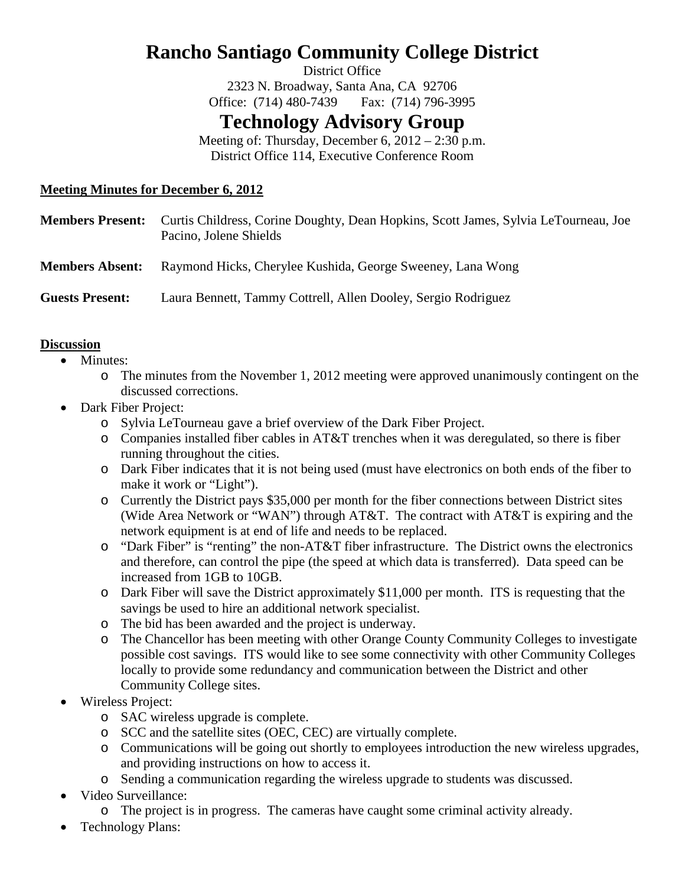# Rancho Santiago Community College District

District Office
2323 N. Broadway, Santa Ana, CA 92706
Office: (714) 480-7439 Fax: (714) 796-3995

# Technology Advisory Group

Meeting of: Thursday, December 6, 2012 – 2:30 p.m.
District Office 114, Executive Conference Room

**Meeting Minutes for December 6, 2012**

**Members Present:** Curtis Childress, Corine Doughty, Dean Hopkins, Scott James, Sylvia LeTourneau, Joe Pacino, Jolene Shields

**Members Absent:** Raymond Hicks, Cherylee Kushida, George Sweeney, Lana Wong

**Guests Present:** Laura Bennett, Tammy Cottrell, Allen Dooley, Sergio Rodriguez

**Discussion**

- Minutes:
  - The minutes from the November 1, 2012 meeting were approved unanimously contingent on the discussed corrections.
- Dark Fiber Project:
  - Sylvia LeTourneau gave a brief overview of the Dark Fiber Project.
  - Companies installed fiber cables in AT&T trenches when it was deregulated, so there is fiber running throughout the cities.
  - Dark Fiber indicates that it is not being used (must have electronics on both ends of the fiber to make it work or "Light").
  - Currently the District pays $35,000 per month for the fiber connections between District sites (Wide Area Network or "WAN") through AT&T. The contract with AT&T is expiring and the network equipment is at end of life and needs to be replaced.
  - "Dark Fiber" is "renting" the non-AT&T fiber infrastructure. The District owns the electronics and therefore, can control the pipe (the speed at which data is transferred). Data speed can be increased from 1GB to 10GB.
  - Dark Fiber will save the District approximately $11,000 per month. ITS is requesting that the savings be used to hire an additional network specialist.
  - The bid has been awarded and the project is underway.
  - The Chancellor has been meeting with other Orange County Community Colleges to investigate possible cost savings. ITS would like to see some connectivity with other Community Colleges locally to provide some redundancy and communication between the District and other Community College sites.
- Wireless Project:
  - SAC wireless upgrade is complete.
  - SCC and the satellite sites (OEC, CEC) are virtually complete.
  - Communications will be going out shortly to employees introduction the new wireless upgrades, and providing instructions on how to access it.
  - Sending a communication regarding the wireless upgrade to students was discussed.
- Video Surveillance:
  - The project is in progress. The cameras have caught some criminal activity already.
- Technology Plans: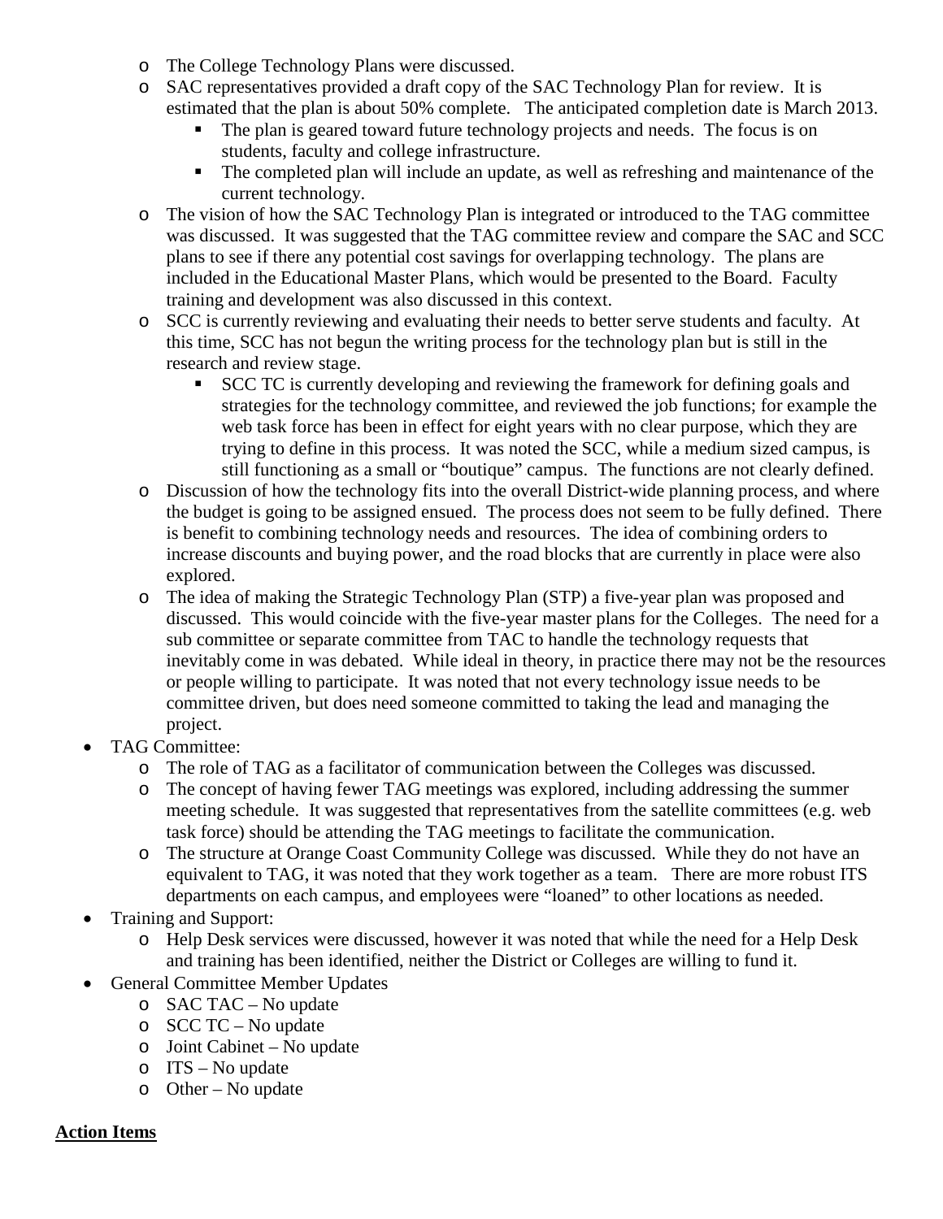- The College Technology Plans were discussed.
- SAC representatives provided a draft copy of the SAC Technology Plan for review. It is estimated that the plan is about 50% complete. The anticipated completion date is March 2013.
  - The plan is geared toward future technology projects and needs. The focus is on students, faculty and college infrastructure.
  - The completed plan will include an update, as well as refreshing and maintenance of the current technology.
- The vision of how the SAC Technology Plan is integrated or introduced to the TAG committee was discussed. It was suggested that the TAG committee review and compare the SAC and SCC plans to see if there any potential cost savings for overlapping technology. The plans are included in the Educational Master Plans, which would be presented to the Board. Faculty training and development was also discussed in this context.
- SCC is currently reviewing and evaluating their needs to better serve students and faculty. At this time, SCC has not begun the writing process for the technology plan but is still in the research and review stage.
  - SCC TC is currently developing and reviewing the framework for defining goals and strategies for the technology committee, and reviewed the job functions; for example the web task force has been in effect for eight years with no clear purpose, which they are trying to define in this process. It was noted the SCC, while a medium sized campus, is still functioning as a small or "boutique" campus. The functions are not clearly defined.
- Discussion of how the technology fits into the overall District-wide planning process, and where the budget is going to be assigned ensued. The process does not seem to be fully defined. There is benefit to combining technology needs and resources. The idea of combining orders to increase discounts and buying power, and the road blocks that are currently in place were also explored.
- The idea of making the Strategic Technology Plan (STP) a five-year plan was proposed and discussed. This would coincide with the five-year master plans for the Colleges. The need for a sub committee or separate committee from TAC to handle the technology requests that inevitably come in was debated. While ideal in theory, in practice there may not be the resources or people willing to participate. It was noted that not every technology issue needs to be committee driven, but does need someone committed to taking the lead and managing the project.

- TAG Committee:
  - The role of TAG as a facilitator of communication between the Colleges was discussed.
  - The concept of having fewer TAG meetings was explored, including addressing the summer meeting schedule. It was suggested that representatives from the satellite committees (e.g. web task force) should be attending the TAG meetings to facilitate the communication.
  - The structure at Orange Coast Community College was discussed. While they do not have an equivalent to TAG, it was noted that they work together as a team. There are more robust ITS departments on each campus, and employees were "loaned" to other locations as needed.
- Training and Support:
  - Help Desk services were discussed, however it was noted that while the need for a Help Desk and training has been identified, neither the District or Colleges are willing to fund it.
- General Committee Member Updates
  - SAC TAC – No update
  - SCC TC – No update
  - Joint Cabinet – No update
  - ITS – No update
  - Other – No update

**Action Items**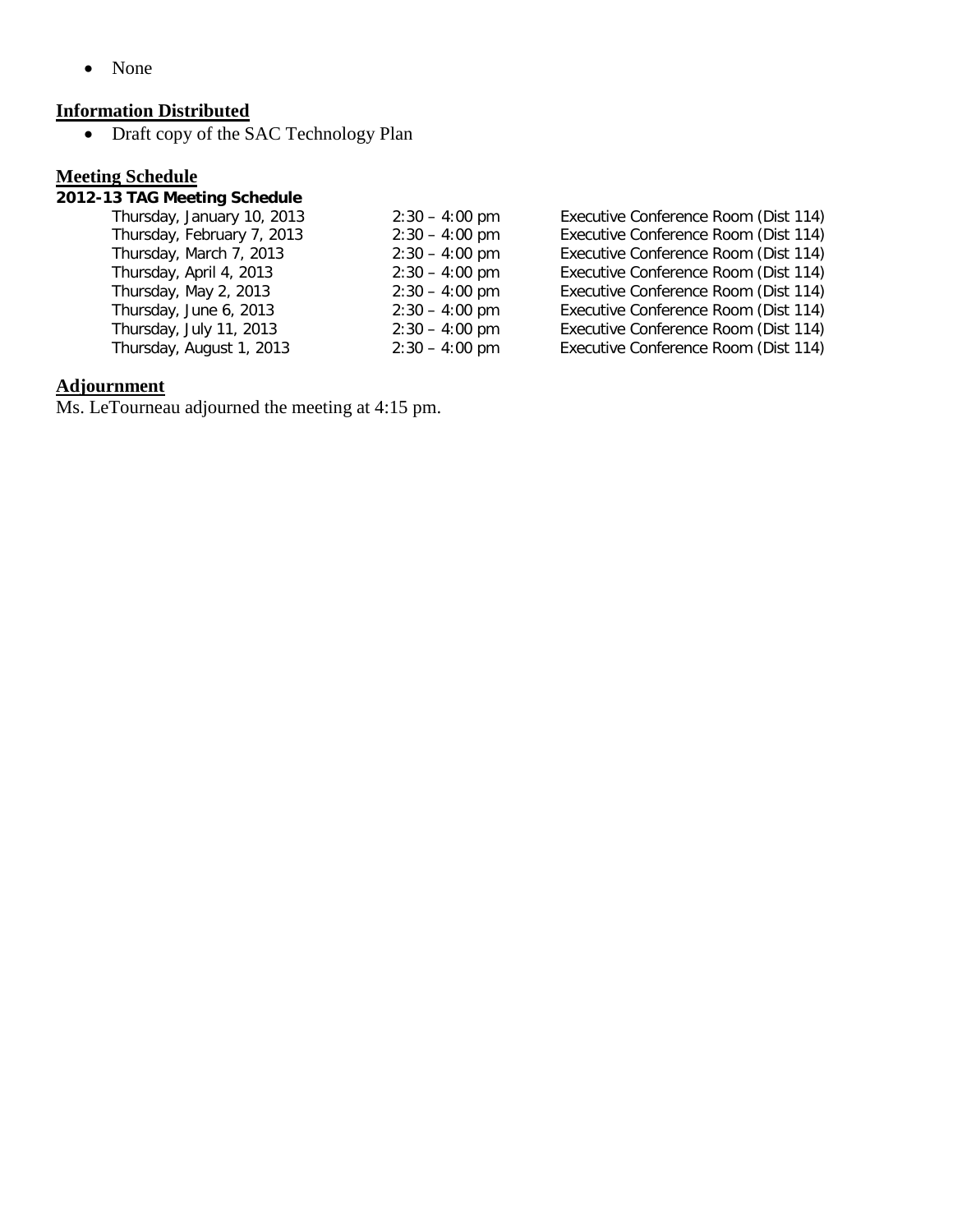- None

**Information Distributed**

- Draft copy of the SAC Technology Plan

**Meeting Schedule**

**2012-13 TAG Meeting Schedule**

| | | |
|---|---|---|
| Thursday, January 10, 2013 | 2:30 – 4:00 pm | Executive Conference Room (Dist 114) |
| Thursday, February 7, 2013 | 2:30 – 4:00 pm | Executive Conference Room (Dist 114) |
| Thursday, March 7, 2013 | 2:30 – 4:00 pm | Executive Conference Room (Dist 114) |
| Thursday, April 4, 2013 | 2:30 – 4:00 pm | Executive Conference Room (Dist 114) |
| Thursday, May 2, 2013 | 2:30 – 4:00 pm | Executive Conference Room (Dist 114) |
| Thursday, June 6, 2013 | 2:30 – 4:00 pm | Executive Conference Room (Dist 114) |
| Thursday, July 11, 2013 | 2:30 – 4:00 pm | Executive Conference Room (Dist 114) |
| Thursday, August 1, 2013 | 2:30 – 4:00 pm | Executive Conference Room (Dist 114) |

**Adjournment**

Ms. LeTourneau adjourned the meeting at 4:15 pm.